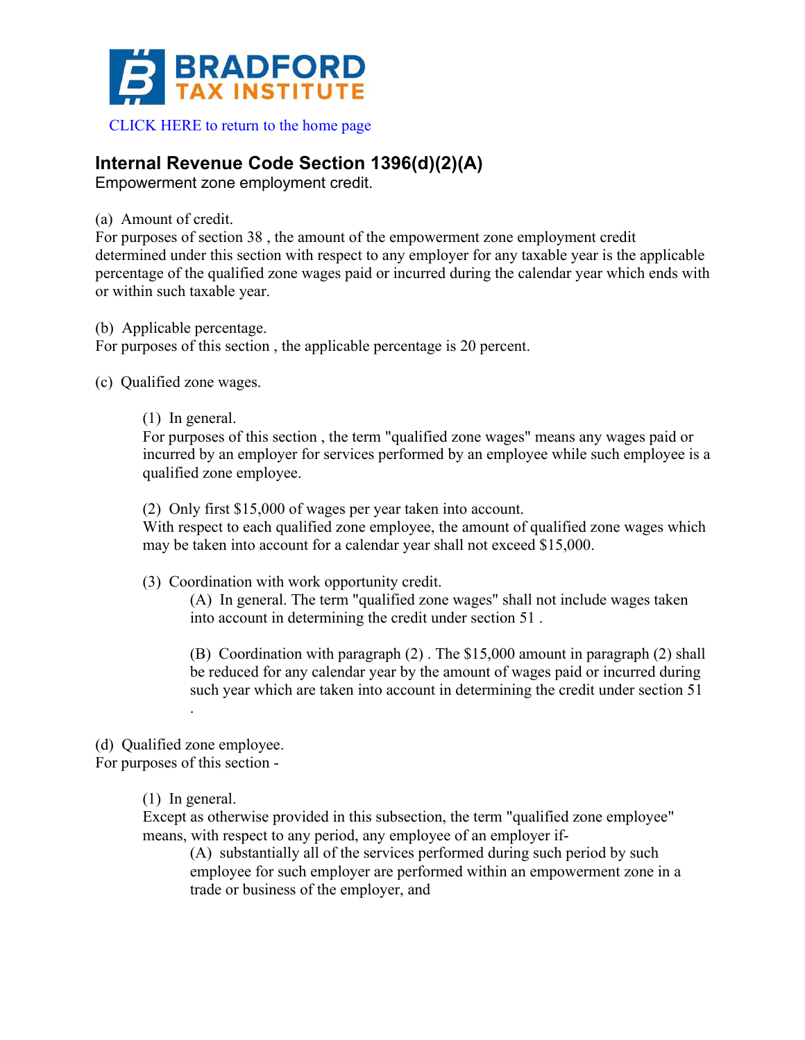BRADFORD TAX INSTITUTE

CLICK HERE to return to the home page

## Internal Revenue Code Section 1396(d)(2)(A)

Empowerment zone employment credit.

(a) Amount of credit.
For purposes of section 38 , the amount of the empowerment zone employment credit determined under this section with respect to any employer for any taxable year is the applicable percentage of the qualified zone wages paid or incurred during the calendar year which ends with or within such taxable year.

(b) Applicable percentage.
For purposes of this section , the applicable percentage is 20 percent.

(c) Qualified zone wages.

> (1) In general.
> For purposes of this section , the term "qualified zone wages" means any wages paid or incurred by an employer for services performed by an employee while such employee is a qualified zone employee.
>
> (2) Only first $15,000 of wages per year taken into account.
> With respect to each qualified zone employee, the amount of qualified zone wages which may be taken into account for a calendar year shall not exceed $15,000.
>
> (3) Coordination with work opportunity credit.
>
> > (A) In general. The term "qualified zone wages" shall not include wages taken into account in determining the credit under section 51 .
> >
> > (B) Coordination with paragraph (2) . The $15,000 amount in paragraph (2) shall be reduced for any calendar year by the amount of wages paid or incurred during such year which are taken into account in determining the credit under section 51 .

(d) Qualified zone employee.
For purposes of this section -

> (1) In general.
> Except as otherwise provided in this subsection, the term "qualified zone employee" means, with respect to any period, any employee of an employer if-
>
> > (A) substantially all of the services performed during such period by such employee for such employer are performed within an empowerment zone in a trade or business of the employer, and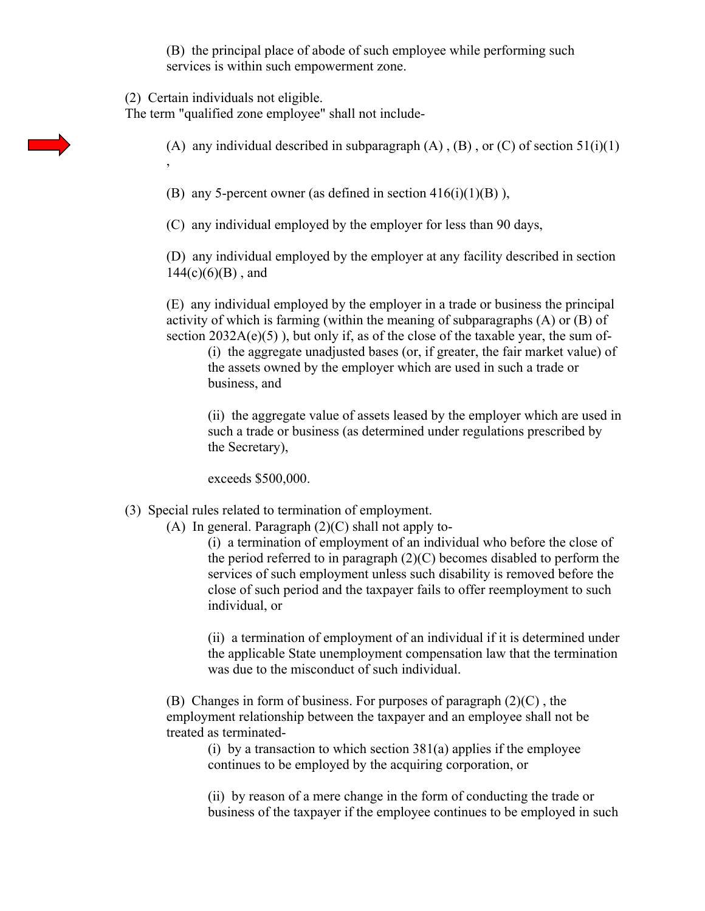(B) the principal place of abode of such employee while performing such services is within such empowerment zone.

(2) Certain individuals not eligible.
The term "qualified zone employee" shall not include-

(A) any individual described in subparagraph (A) , (B) , or (C) of section 51(i)(1) ,

(B) any 5-percent owner (as defined in section 416(i)(1)(B) ),

(C) any individual employed by the employer for less than 90 days,

(D) any individual employed by the employer at any facility described in section 144(c)(6)(B) , and

(E) any individual employed by the employer in a trade or business the principal activity of which is farming (within the meaning of subparagraphs (A) or (B) of section 2032A(e)(5) ), but only if, as of the close of the taxable year, the sum of-

(i) the aggregate unadjusted bases (or, if greater, the fair market value) of the assets owned by the employer which are used in such a trade or business, and

(ii) the aggregate value of assets leased by the employer which are used in such a trade or business (as determined under regulations prescribed by the Secretary),

exceeds $500,000.

(3) Special rules related to termination of employment.

(A) In general. Paragraph (2)(C) shall not apply to-

(i) a termination of employment of an individual who before the close of the period referred to in paragraph (2)(C) becomes disabled to perform the services of such employment unless such disability is removed before the close of such period and the taxpayer fails to offer reemployment to such individual, or

(ii) a termination of employment of an individual if it is determined under the applicable State unemployment compensation law that the termination was due to the misconduct of such individual.

(B) Changes in form of business. For purposes of paragraph (2)(C) , the employment relationship between the taxpayer and an employee shall not be treated as terminated-

(i) by a transaction to which section 381(a) applies if the employee continues to be employed by the acquiring corporation, or

(ii) by reason of a mere change in the form of conducting the trade or business of the taxpayer if the employee continues to be employed in such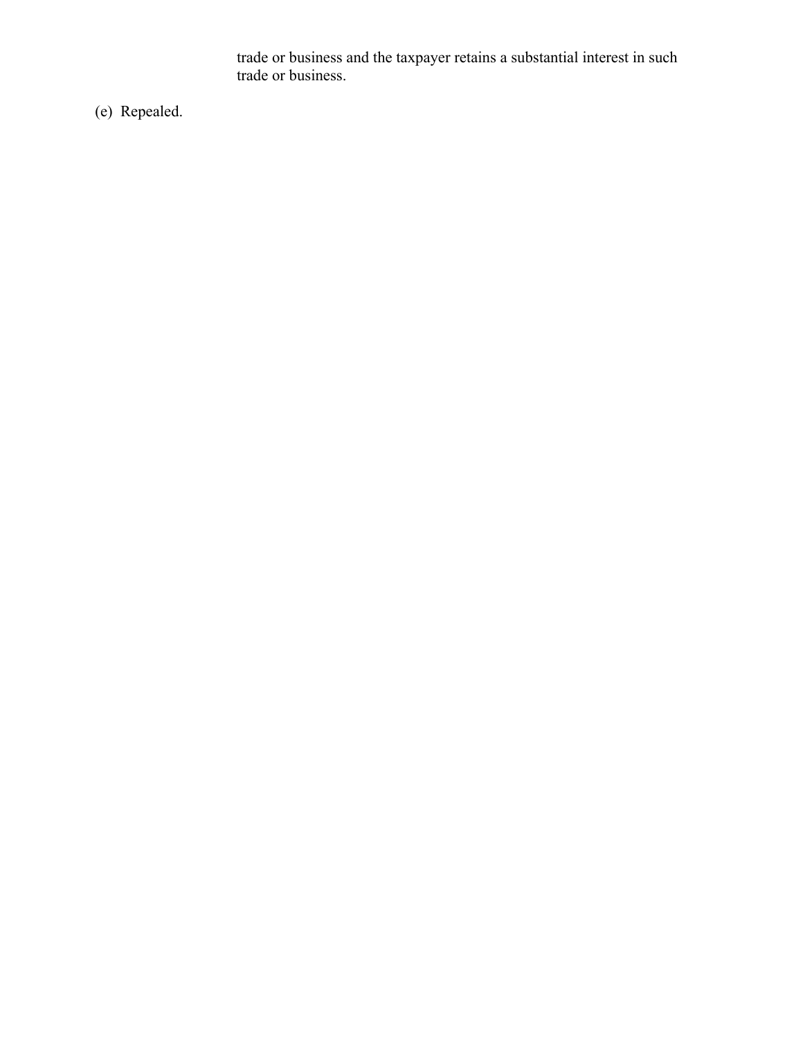trade or business and the taxpayer retains a substantial interest in such trade or business.

(e) Repealed.